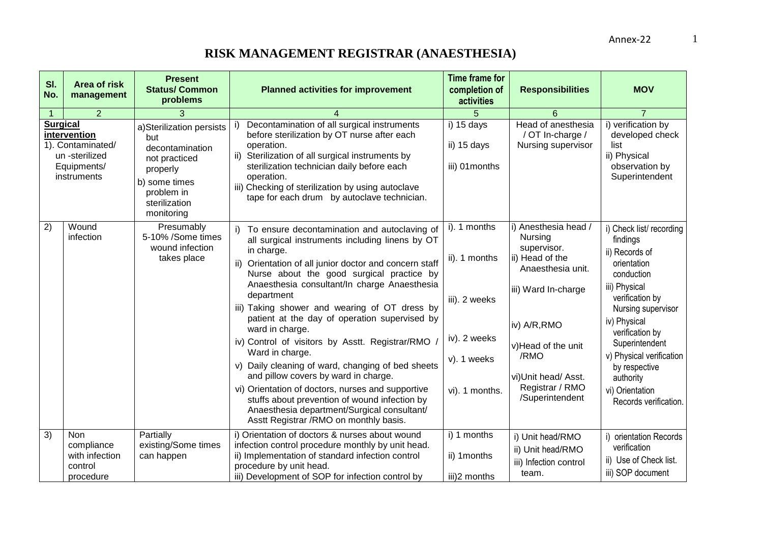Annex-22

# RISK MANAGEMENT REGISTRAR (ANAESTHESIA)

| Sl. No. | Area of risk management | Present Status/ Common problems | Planned activities for improvement | Time frame for completion of activities | Responsibilities | MOV |
|---|---|---|---|---|---|---|
| 1 | 2 | 3 | 4 | 5 | 6 | 7 |
| **Surgical intervention** 1). | Contaminated/ un -sterilized Equipments/ instruments | a)Sterilization persists but decontamination not practiced properly<br>b) some times problem in sterilization monitoring | i) Decontamination of all surgical instruments before sterilization by OT nurse after each operation.<br>ii) Sterilization of all surgical instruments by sterilization technician daily before each operation.<br>iii) Checking of sterilization by using autoclave tape for each drum by autoclave technician. | i) 15 days<br>ii) 15 days<br>iii) 01months | Head of anesthesia / OT In-charge / Nursing supervisor | i) verification by developed check list<br>ii) Physical observation by Superintendent |
| 2) | Wound infection | Presumably 5-10% /Some times wound infection takes place | i) To ensure decontamination and autoclaving of all surgical instruments including linens by OT in charge.<br>ii) Orientation of all junior doctor and concern staff Nurse about the good surgical practice by Anaesthesia consultant/In charge Anaesthesia department<br>iii) Taking shower and wearing of OT dress by patient at the day of operation supervised by ward in charge.<br>iv) Control of visitors by Asstt. Registrar/RMO / Ward in charge.<br>v) Daily cleaning of ward, changing of bed sheets and pillow covers by ward in charge.<br>vi) Orientation of doctors, nurses and supportive stuffs about prevention of wound infection by Anaesthesia department/Surgical consultant/ Asstt Registrar /RMO on monthly basis. | i). 1 months<br>ii). 1 months<br>iii). 2 weeks<br>iv). 2 weeks<br>v). 1 weeks<br>vi). 1 months. | i) Anesthesia head / Nursing supervisor.<br>ii) Head of the Anaesthesia unit.<br>iii) Ward In-charge<br>iv) A/R,RMO<br>v)Head of the unit /RMO<br>vi)Unit head/ Asst. Registrar / RMO /Superintendent | i) Check list/ recording findings<br>ii) Records of orientation conduction<br>iii) Physical verification by Nursing supervisor<br>iv) Physical verification by Superintendent<br>v) Physical verification by respective authority<br>vi) Orientation Records verification. |
| 3) | Non compliance with infection control procedure | Partially existing/Some times can happen | i) Orientation of doctors & nurses about wound infection control procedure monthly by unit head.<br>ii) Implementation of standard infection control procedure by unit head.<br>iii) Development of SOP for infection control by | i) 1 months<br>ii) 1months<br>iii)2 months | i) Unit head/RMO<br>ii) Unit head/RMO<br>iii) Infection control team. | i) orientation Records verification<br>ii) Use of Check list.<br>iii) SOP document |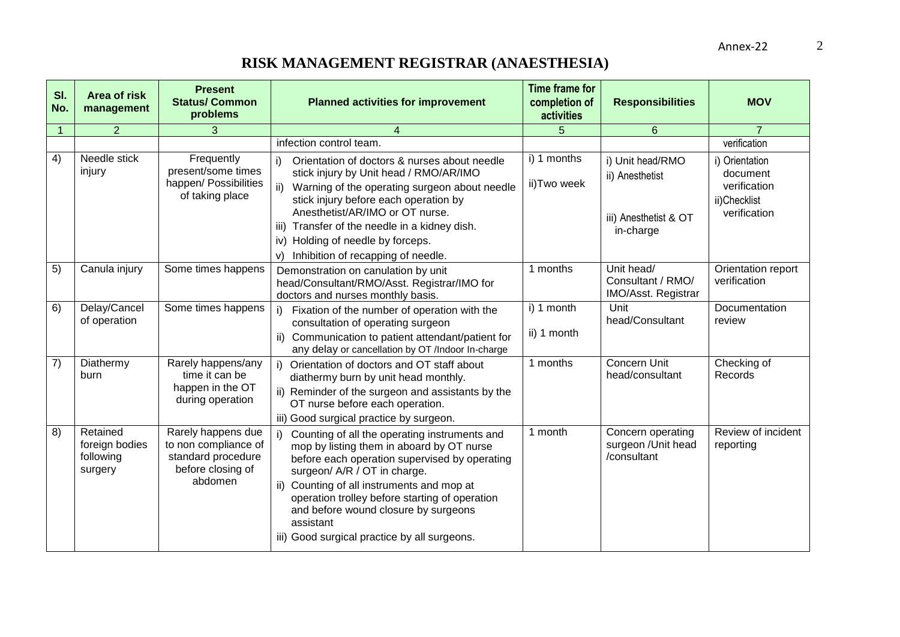# RISK MANAGEMENT REGISTRAR (ANAESTHESIA)

| Sl. No. | Area of risk management | Present Status/ Common problems | Planned activities for improvement | Time frame for completion of activities | Responsibilities | MOV |
|---|---|---|---|---|---|---|
| 1 | 2 | 3 | 4 | 5 | 6 | 7 |
| | | | infection control team. | | | verification |
| 4) | Needle stick injury | Frequently present/some times happen/ Possibilities of taking place | i) Orientation of doctors & nurses about needle stick injury by Unit head / RMO/AR/IMO<br>ii) Warning of the operating surgeon about needle stick injury before each operation by Anesthetist/AR/IMO or OT nurse.<br>iii) Transfer of the needle in a kidney dish.<br>iv) Holding of needle by forceps.<br>v) Inhibition of recapping of needle. | i) 1 months<br>ii)Two week | i) Unit head/RMO<br>ii) Anesthetist<br>iii) Anesthetist & OT in-charge | i) Orientation document verification<br>ii)Checklist verification |
| 5) | Canula injury | Some times happens | Demonstration on canulation by unit head/Consultant/RMO/Asst. Registrar/IMO for doctors and nurses monthly basis. | 1 months | Unit head/ Consultant / RMO/ IMO/Asst. Registrar | Orientation report verification |
| 6) | Delay/Cancel of operation | Some times happens | i) Fixation of the number of operation with the consultation of operating surgeon<br>ii) Communication to patient attendant/patient for any delay or cancellation by OT /Indoor In-charge | i) 1 month<br>ii) 1 month | Unit head/Consultant | Documentation review |
| 7) | Diathermy burn | Rarely happens/any time it can be happen in the OT during operation | i) Orientation of doctors and OT staff about diathermy burn by unit head monthly.<br>ii) Reminder of the surgeon and assistants by the OT nurse before each operation.<br>iii) Good surgical practice by surgeon. | 1 months | Concern Unit head/consultant | Checking of Records |
| 8) | Retained foreign bodies following surgery | Rarely happens due to non compliance of standard procedure before closing of abdomen | i) Counting of all the operating instruments and mop by listing them in aboard by OT nurse before each operation supervised by operating surgeon/ A/R / OT in charge.<br>ii) Counting of all instruments and mop at operation trolley before starting of operation and before wound closure by surgeons assistant<br>iii) Good surgical practice by all surgeons. | 1 month | Concern operating surgeon /Unit head /consultant | Review of incident reporting |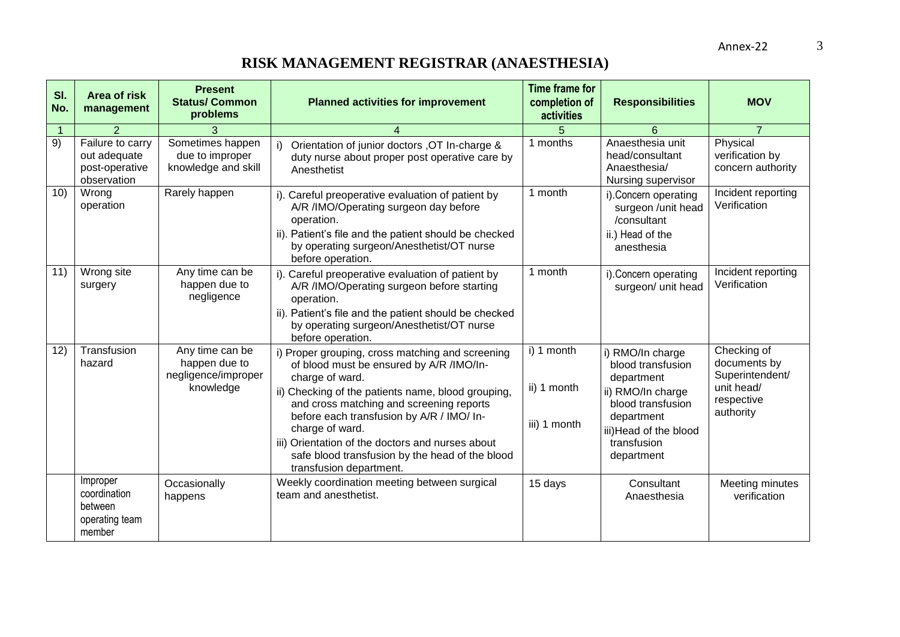Annex-22

# RISK MANAGEMENT REGISTRAR (ANAESTHESIA)

| Sl. No. | Area of risk management | Present Status/ Common problems | Planned activities for improvement | Time frame for completion of activities | Responsibilities | MOV |
|---|---|---|---|---|---|---|
| 1 | 2 | 3 | 4 | 5 | 6 | 7 |
| 9) | Failure to carry out adequate post-operative observation | Sometimes happen due to improper knowledge and skill | i) Orientation of junior doctors ,OT In-charge & duty nurse about proper post operative care by Anesthetist | 1 months | Anaesthesia unit head/consultant Anaesthesia/ Nursing supervisor | Physical verification by concern authority |
| 10) | Wrong operation | Rarely happen | i). Careful preoperative evaluation of patient by A/R /IMO/Operating surgeon day before operation.<br>ii). Patient's file and the patient should be checked by operating surgeon/Anesthetist/OT nurse before operation. | 1 month | i).Concern operating surgeon /unit head /consultant<br>ii.) Head of the anesthesia | Incident reporting Verification |
| 11) | Wrong site surgery | Any time can be happen due to negligence | i). Careful preoperative evaluation of patient by A/R /IMO/Operating surgeon before starting operation.<br>ii). Patient's file and the patient should be checked by operating surgeon/Anesthetist/OT nurse before operation. | 1 month | i).Concern operating surgeon/ unit head | Incident reporting Verification |
| 12) | Transfusion hazard | Any time can be happen due to negligence/improper knowledge | i) Proper grouping, cross matching and screening of blood must be ensured by A/R /IMO/In-charge of ward.<br>ii) Checking of the patients name, blood grouping, and cross matching and screening reports before each transfusion by A/R / IMO/ In-charge of ward.<br>iii) Orientation of the doctors and nurses about safe blood transfusion by the head of the blood transfusion department. | i) 1 month<br>ii) 1 month<br>iii) 1 month | i) RMO/In charge blood transfusion department<br>ii) RMO/In charge blood transfusion department<br>iii)Head of the blood transfusion department | Checking of documents by Superintendent/ unit head/ respective authority |
| | Improper coordination between operating team member | Occasionally happens | Weekly coordination meeting between surgical team and anesthetist. | 15 days | Consultant Anaesthesia | Meeting minutes verification |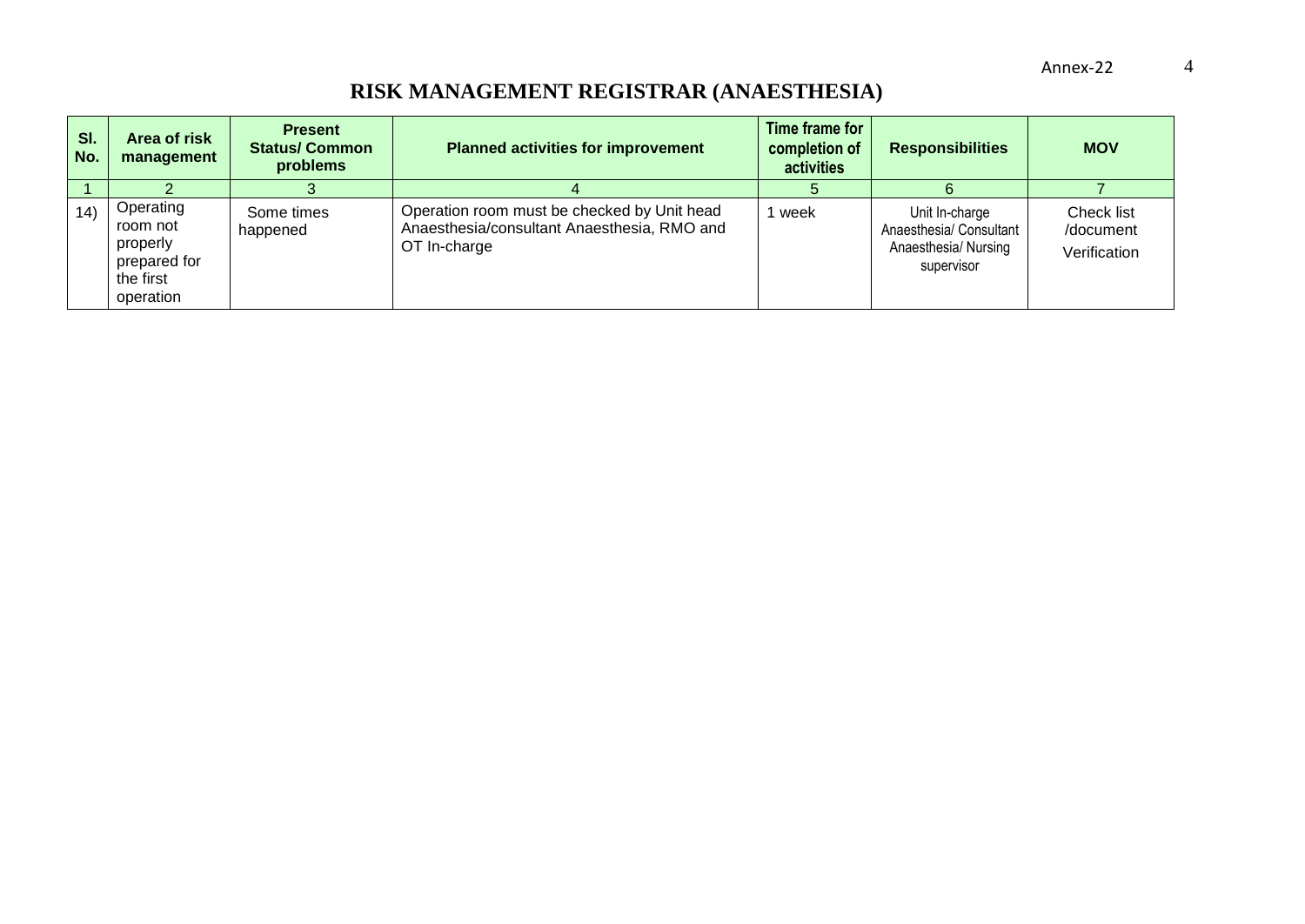Annex-22

# RISK MANAGEMENT REGISTRAR (ANAESTHESIA)

| Sl. No. | Area of risk management | Present Status/ Common problems | Planned activities for improvement | Time frame for completion of activities | Responsibilities | MOV |
|---|---|---|---|---|---|---|
| 1 | 2 | 3 | 4 | 5 | 6 | 7 |
| 14) | Operating room not properly prepared for the first operation | Some times happened | Operation room must be checked by Unit head Anaesthesia/consultant Anaesthesia, RMO and OT In-charge | 1 week | Unit In-charge Anaesthesia/ Consultant Anaesthesia/ Nursing supervisor | Check list /document Verification |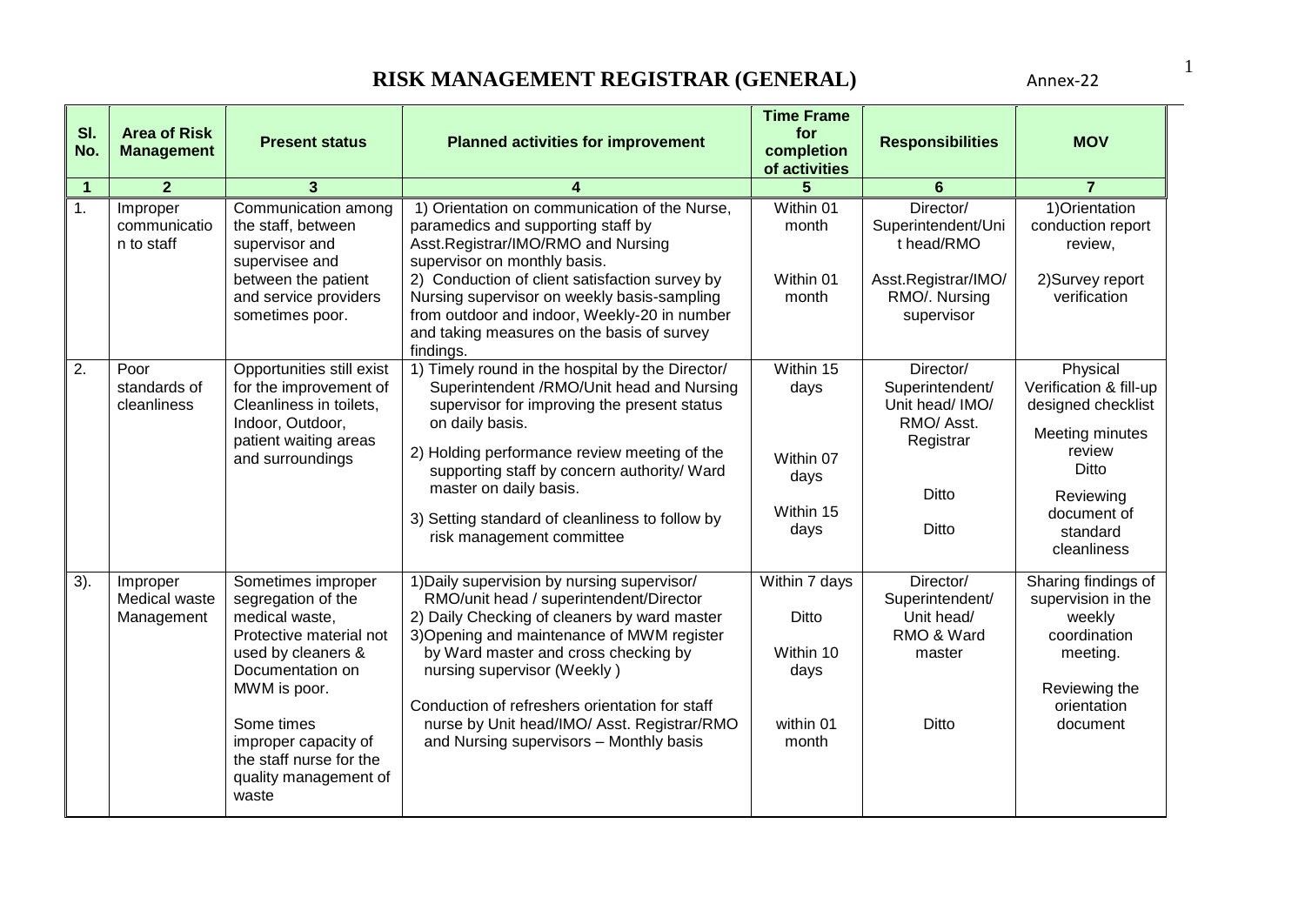# RISK MANAGEMENT REGISTRAR (GENERAL)

Annex-22

| Sl. No. | Area of Risk Management | Present status | Planned activities for improvement | Time Frame for completion of activities | Responsibilities | MOV |
|---|---|---|---|---|---|---|
| 1 | 2 | 3 | 4 | 5 | 6 | 7 |
| 1. | Improper communication to staff | Communication among the staff, between supervisor and supervisee and between the patient and service providers sometimes poor. | 1) Orientation on communication of the Nurse, paramedics and supporting staff by Asst.Registrar/IMO/RMO and Nursing supervisor on monthly basis.<br>2) Conduction of client satisfaction survey by Nursing supervisor on weekly basis-sampling from outdoor and indoor, Weekly-20 in number and taking measures on the basis of survey findings. | Within 01 month<br><br>Within 01 month | Director/ Superintendent/Unit head/RMO<br><br>Asst.Registrar/IMO/ RMO/. Nursing supervisor | 1)Orientation conduction report review,<br><br>2)Survey report verification |
| 2. | Poor standards of cleanliness | Opportunities still exist for the improvement of Cleanliness in toilets, Indoor, Outdoor, patient waiting areas and surroundings | 1) Timely round in the hospital by the Director/ Superintendent /RMO/Unit head and Nursing supervisor for improving the present status on daily basis.<br>2) Holding performance review meeting of the supporting staff by concern authority/ Ward master on daily basis.<br>3) Setting standard of cleanliness to follow by risk management committee | Within 15 days<br><br>Within 07 days<br><br>Within 15 days | Director/ Superintendent/ Unit head/ IMO/ RMO/ Asst. Registrar<br><br>Ditto<br><br>Ditto | Physical Verification & fill-up designed checklist<br><br>Meeting minutes review<br>Ditto<br><br>Reviewing document of standard cleanliness |
| 3). | Improper Medical waste Management | Sometimes improper segregation of the medical waste, Protective material not used by cleaners & Documentation on MWM is poor.<br><br>Some times improper capacity of the staff nurse for the quality management of waste | 1)Daily supervision by nursing supervisor/ RMO/unit head / superintendent/Director<br>2) Daily Checking of cleaners by ward master<br>3)Opening and maintenance of MWM register by Ward master and cross checking by nursing supervisor (Weekly )<br><br>Conduction of refreshers orientation for staff nurse by Unit head/IMO/ Asst. Registrar/RMO and Nursing supervisors – Monthly basis | Within 7 days<br><br>Ditto<br><br>Within 10 days<br><br>within 01 month | Director/ Superintendent/ Unit head/ RMO & Ward master<br><br>Ditto | Sharing findings of supervision in the weekly coordination meeting.<br><br>Reviewing the orientation document |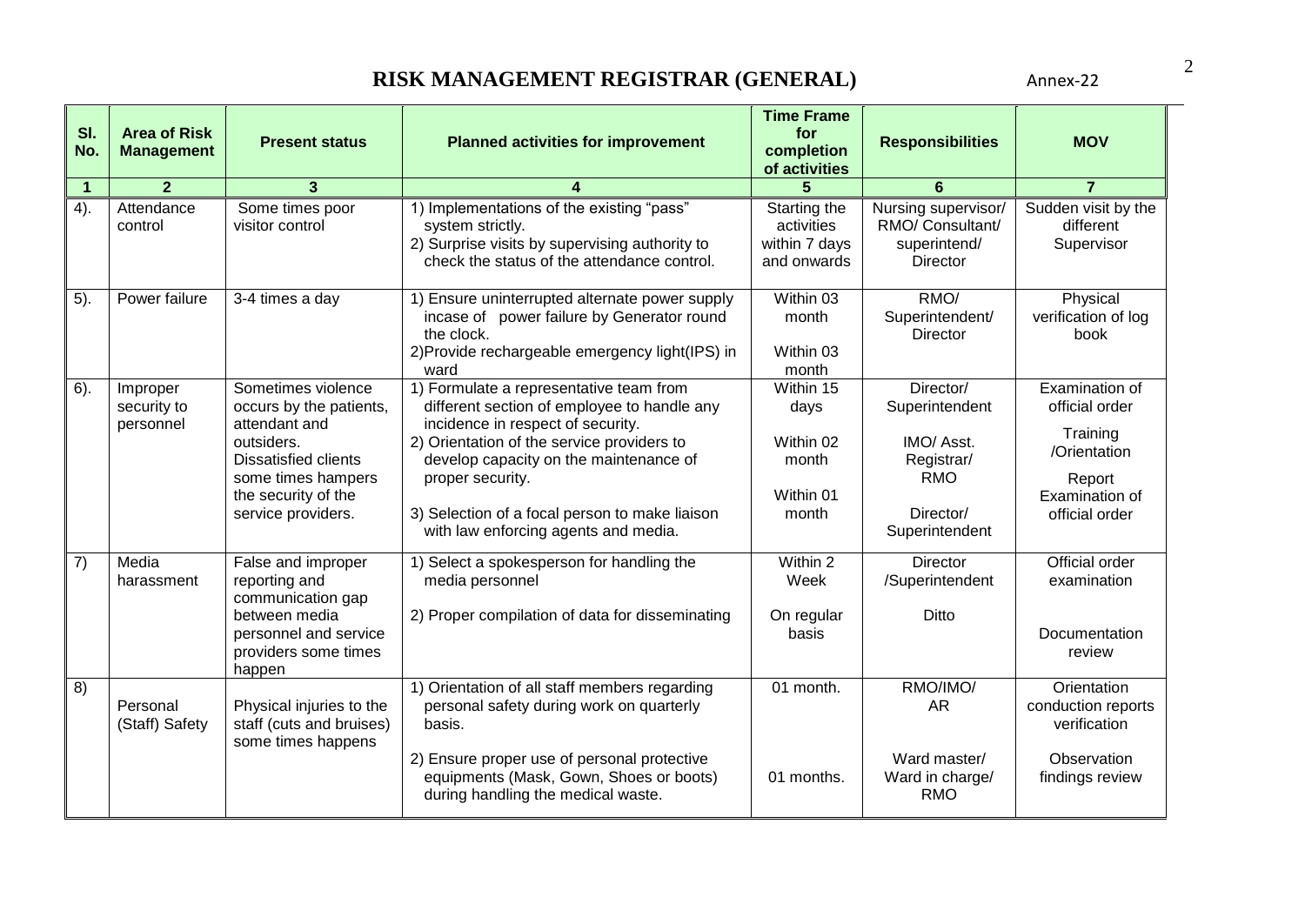# RISK MANAGEMENT REGISTRAR (GENERAL)

Annex-22

| Sl. No. | Area of Risk Management | Present status | Planned activities for improvement | Time Frame for completion of activities | Responsibilities | MOV |
|---|---|---|---|---|---|---|
| 1 | 2 | 3 | 4 | 5 | 6 | 7 |
| 4). | Attendance control | Some times poor visitor control | 1) Implementations of the existing "pass" system strictly.<br>2) Surprise visits by supervising authority to check the status of the attendance control. | Starting the activities within 7 days and onwards | Nursing supervisor/ RMO/ Consultant/ superintend/ Director | Sudden visit by the different Supervisor |
| 5). | Power failure | 3-4 times a day | 1) Ensure uninterrupted alternate power supply incase of power failure by Generator round the clock.<br>2)Provide rechargeable emergency light(IPS) in ward | Within 03 month<br>Within 03 month | RMO/ Superintendent/ Director | Physical verification of log book |
| 6). | Improper security to personnel | Sometimes violence occurs by the patients, attendant and outsiders. Dissatisfied clients some times hampers the security of the service providers. | 1) Formulate a representative team from different section of employee to handle any incidence in respect of security.<br>2) Orientation of the service providers to develop capacity on the maintenance of proper security.<br>3) Selection of a focal person to make liaison with law enforcing agents and media. | Within 15 days<br>Within 02 month<br>Within 01 month | Director/ Superintendent<br>IMO/ Asst. Registrar/ RMO<br>Director/ Superintendent | Examination of official order<br>Training /Orientation Report<br>Examination of official order |
| 7) | Media harassment | False and improper reporting and communication gap between media personnel and service providers some times happen | 1) Select a spokesperson for handling the media personnel<br>2) Proper compilation of data for disseminating | Within 2 Week<br>On regular basis | Director /Superintendent<br>Ditto | Official order examination<br>Documentation review |
| 8) | Personal (Staff) Safety | Physical injuries to the staff (cuts and bruises) some times happens | 1) Orientation of all staff members regarding personal safety during work on quarterly basis.<br>2) Ensure proper use of personal protective equipments (Mask, Gown, Shoes or boots) during handling the medical waste. | 01 month.<br>01 months. | RMO/IMO/ AR<br>Ward master/ Ward in charge/ RMO | Orientation conduction reports verification<br>Observation findings review |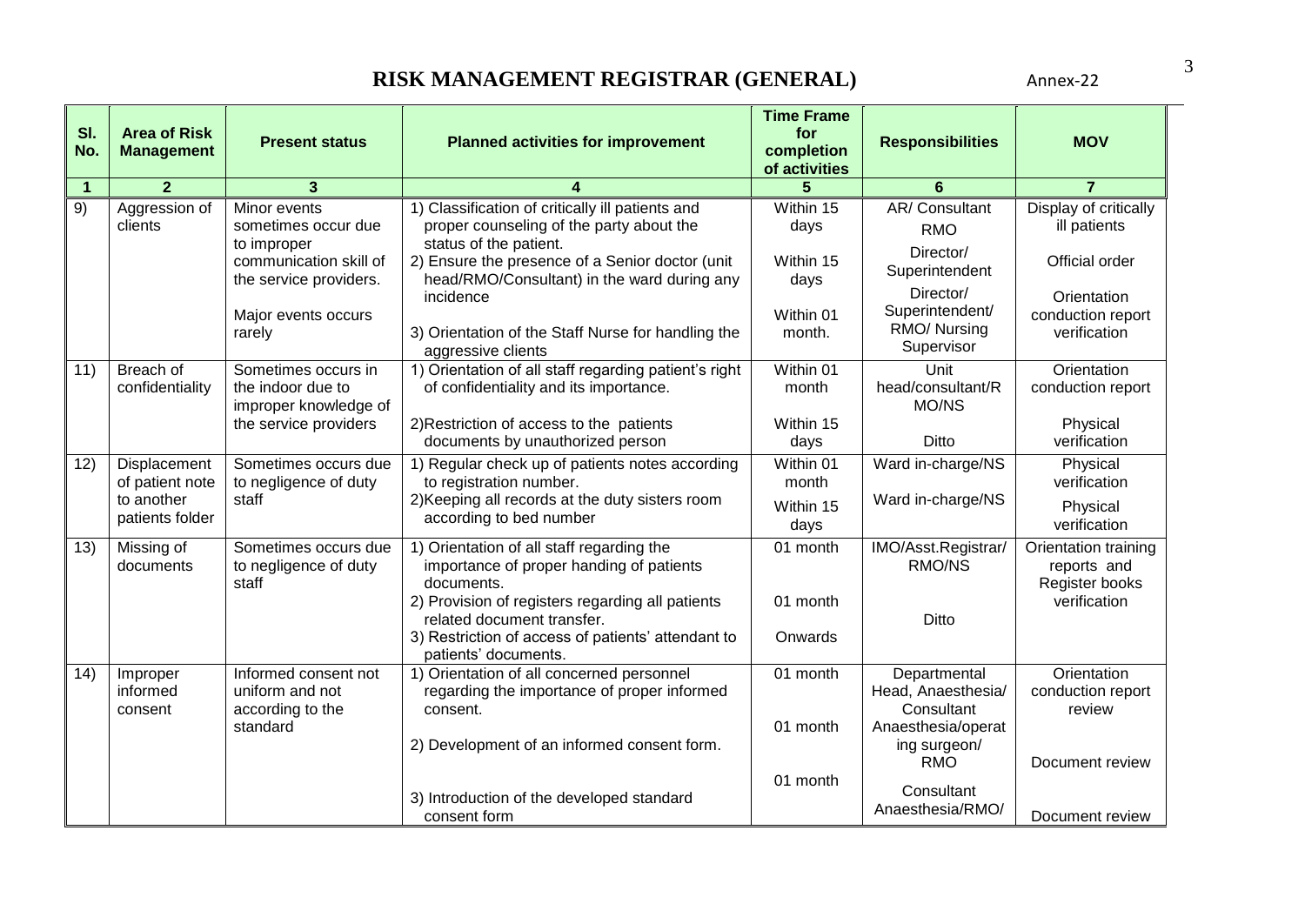# RISK MANAGEMENT REGISTRAR (GENERAL)

Annex-22

| Sl. No. | Area of Risk Management | Present status | Planned activities for improvement | Time Frame for completion of activities | Responsibilities | MOV |
|---|---|---|---|---|---|---|
| 1 | 2 | 3 | 4 | 5 | 6 | 7 |
| 9) | Aggression of clients | Minor events sometimes occur due to improper communication skill of the service providers.<br><br>Major events occurs rarely | 1) Classification of critically ill patients and proper counseling of the party about the status of the patient.<br>2) Ensure the presence of a Senior doctor (unit head/RMO/Consultant) in the ward during any incidence<br>3) Orientation of the Staff Nurse for handling the aggressive clients | Within 15 days<br><br>Within 15 days<br><br>Within 01 month. | AR/ Consultant RMO<br>Director/ Superintendent<br>Director/ Superintendent/ RMO/ Nursing Supervisor | Display of critically ill patients<br><br>Official order<br><br>Orientation conduction report verification |
| 11) | Breach of confidentiality | Sometimes occurs in the indoor due to improper knowledge of the service providers | 1) Orientation of all staff regarding patient's right of confidentiality and its importance.<br>2)Restriction of access to the patients documents by unauthorized person | Within 01 month<br><br>Within 15 days | Unit head/consultant/RMO/NS<br><br>Ditto | Orientation conduction report<br><br>Physical verification |
| 12) | Displacement of patient note to another patients folder | Sometimes occurs due to negligence of duty staff | 1) Regular check up of patients notes according to registration number.<br>2)Keeping all records at the duty sisters room according to bed number | Within 01 month<br>Within 15 days | Ward in-charge/NS<br><br>Ward in-charge/NS | Physical verification<br>Physical verification |
| 13) | Missing of documents | Sometimes occurs due to negligence of duty staff | 1) Orientation of all staff regarding the importance of proper handing of patients documents.<br>2) Provision of registers regarding all patients related document transfer.<br>3) Restriction of access of patients' attendant to patients' documents. | 01 month<br><br>01 month<br><br>Onwards | IMO/Asst.Registrar/ RMO/NS<br><br>Ditto | Orientation training reports and Register books verification |
| 14) | Improper informed consent | Informed consent not uniform and not according to the standard | 1) Orientation of all concerned personnel regarding the importance of proper informed consent.<br>2) Development of an informed consent form.<br>3) Introduction of the developed standard consent form | 01 month<br><br>01 month<br><br>01 month | Departmental Head, Anaesthesia/ Consultant<br>Anaesthesia/operating surgeon/ RMO<br>Consultant Anaesthesia/RMO/ | Orientation conduction report review<br><br>Document review<br><br>Document review |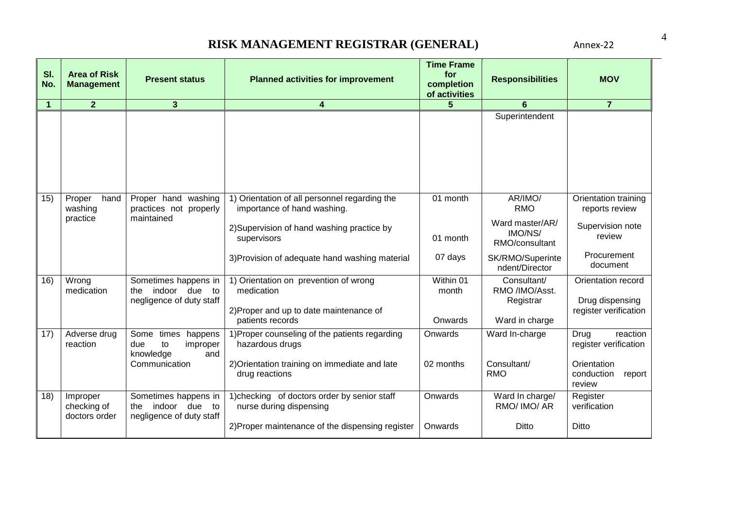# RISK MANAGEMENT REGISTRAR (GENERAL)

Annex-22

| Sl. No. | Area of Risk Management | Present status | Planned activities for improvement | Time Frame for completion of activities | Responsibilities | MOV |
|---|---|---|---|---|---|---|
| 1 | 2 | 3 | 4 | 5 | 6 | 7 |
| | | | | | Superintendent | |
| 15) | Proper hand washing practice | Proper hand washing practices not properly maintained | 1) Orientation of all personnel regarding the importance of hand washing.<br>2)Supervision of hand washing practice by supervisors<br>3)Provision of adequate hand washing material | 01 month<br>01 month<br>07 days | AR/IMO/ RMO<br>Ward master/AR/ IMO/NS/ RMO/consultant<br>SK/RMO/Superintendent/Director | Orientation training reports review<br>Supervision note review<br>Procurement document |
| 16) | Wrong medication | Sometimes happens in the indoor due to negligence of duty staff | 1) Orientation on prevention of wrong medication<br>2)Proper and up to date maintenance of patients records | Within 01 month<br>Onwards | Consultant/ RMO /IMO/Asst. Registrar<br>Ward in charge | Orientation record<br>Drug dispensing register verification |
| 17) | Adverse drug reaction | Some times happens due to improper knowledge and Communication | 1)Proper counseling of the patients regarding hazardous drugs<br>2)Orientation training on immediate and late drug reactions | Onwards<br>02 months | Ward In-charge<br>Consultant/ RMO | Drug reaction register verification<br>Orientation conduction report review |
| 18) | Improper checking of doctors order | Sometimes happens in the indoor due to negligence of duty staff | 1)checking of doctors order by senior staff nurse during dispensing<br>2)Proper maintenance of the dispensing register | Onwards<br>Onwards | Ward In charge/ RMO/ IMO/ AR<br>Ditto | Register verification<br>Ditto |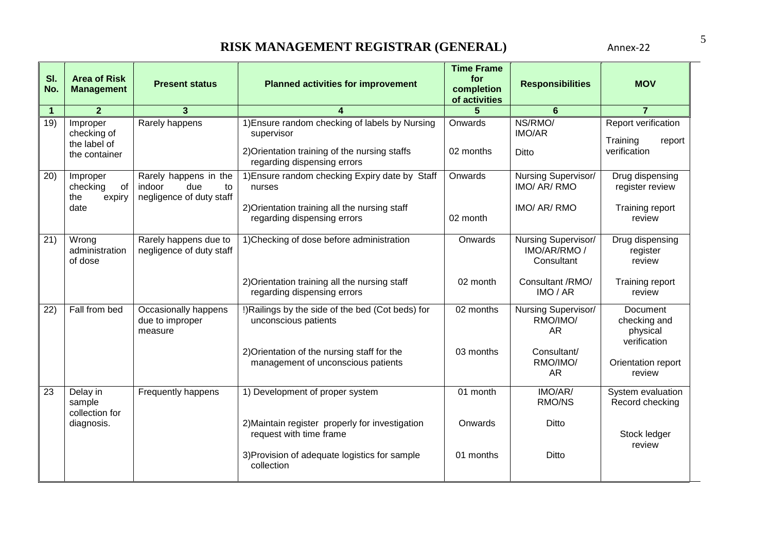# RISK MANAGEMENT REGISTRAR (GENERAL)

Annex-22

| Sl. No. | Area of Risk Management | Present status | Planned activities for improvement | Time Frame for completion of activities | Responsibilities | MOV |
|---|---|---|---|---|---|---|
| 1 | 2 | 3 | 4 | 5 | 6 | 7 |
| 19) | Improper checking of the label of the container | Rarely happens | 1)Ensure random checking of labels by Nursing supervisor | Onwards | NS/RMO/ IMO/AR | Report verification |
| | | | 2)Orientation training of the nursing staffs regarding dispensing errors | 02 months | Ditto | Training report verification |
| 20) | Improper checking of the expiry date | Rarely happens in the indoor due to negligence of duty staff | 1)Ensure random checking Expiry date by Staff nurses | Onwards | Nursing Supervisor/ IMO/ AR/ RMO | Drug dispensing register review |
| | | | 2)Orientation training all the nursing staff regarding dispensing errors | 02 month | IMO/ AR/ RMO | Training report review |
| 21) | Wrong administration of dose | Rarely happens due to negligence of duty staff | 1)Checking of dose before administration | Onwards | Nursing Supervisor/ IMO/AR/RMO / Consultant | Drug dispensing register review |
| | | | 2)Orientation training all the nursing staff regarding dispensing errors | 02 month | Consultant /RMO/ IMO / AR | Training report review |
| 22) | Fall from bed | Occasionally happens due to improper measure | !)Railings by the side of the bed (Cot beds) for unconscious patients | 02 months | Nursing Supervisor/ RMO/IMO/ AR | Document checking and physical verification |
| | | | 2)Orientation of the nursing staff for the management of unconscious patients | 03 months | Consultant/ RMO/IMO/ AR | Orientation report review |
| 23 | Delay in sample collection for diagnosis. | Frequently happens | 1) Development of proper system | 01 month | IMO/AR/ RMO/NS | System evaluation Record checking |
| | | | 2)Maintain register properly for investigation request with time frame | Onwards | Ditto | Stock ledger review |
| | | | 3)Provision of adequate logistics for sample collection | 01 months | Ditto | |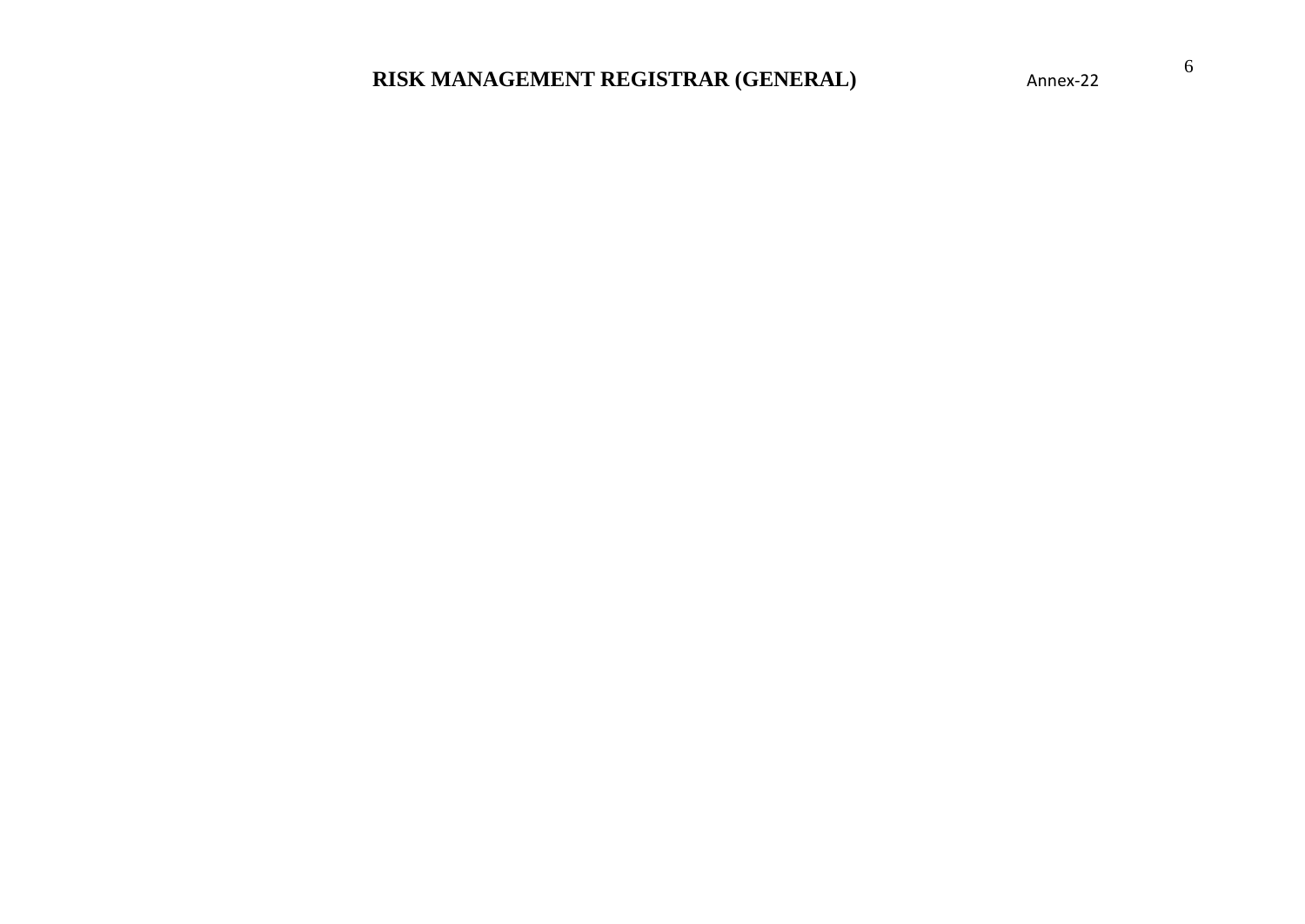# RISK MANAGEMENT REGISTRAR (GENERAL)

Annex-22